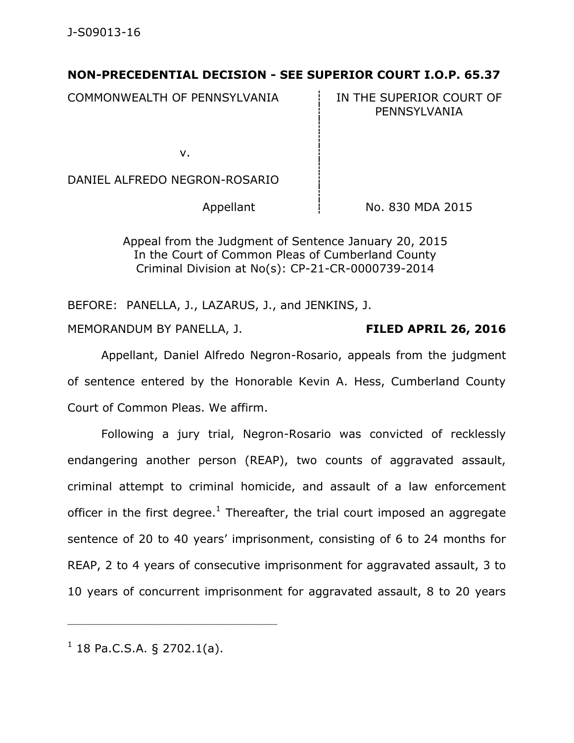J-S09013-16

**NON-PRECEDENTIAL DECISION - SEE SUPERIOR COURT I.O.P. 65.37**

| | |
|---|---|
| COMMONWEALTH OF PENNSYLVANIA | IN THE SUPERIOR COURT OF PENNSYLVANIA |
| v. | |
| DANIEL ALFREDO NEGRON-ROSARIO | |
| Appellant | No. 830 MDA 2015 |

Appeal from the Judgment of Sentence January 20, 2015
In the Court of Common Pleas of Cumberland County
Criminal Division at No(s): CP-21-CR-0000739-2014

BEFORE: PANELLA, J., LAZARUS, J., and JENKINS, J.

MEMORANDUM BY PANELLA, J. **FILED APRIL 26, 2016**

Appellant, Daniel Alfredo Negron-Rosario, appeals from the judgment of sentence entered by the Honorable Kevin A. Hess, Cumberland County Court of Common Pleas. We affirm.

Following a jury trial, Negron-Rosario was convicted of recklessly endangering another person (REAP), two counts of aggravated assault, criminal attempt to criminal homicide, and assault of a law enforcement officer in the first degree.[1] Thereafter, the trial court imposed an aggregate sentence of 20 to 40 years' imprisonment, consisting of 6 to 24 months for REAP, 2 to 4 years of consecutive imprisonment for aggravated assault, 3 to 10 years of concurrent imprisonment for aggravated assault, 8 to 20 years

---

[1] 18 Pa.C.S.A. § 2702.1(a).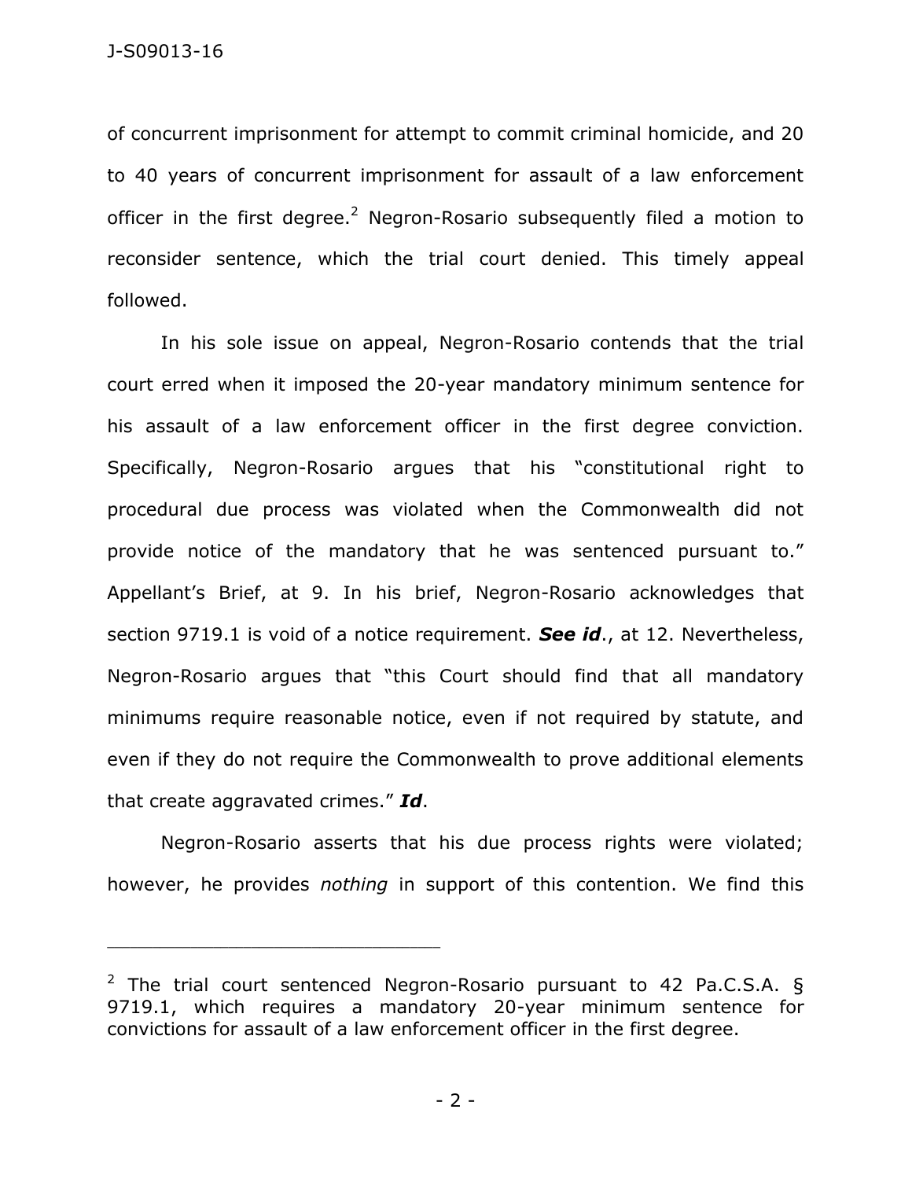of concurrent imprisonment for attempt to commit criminal homicide, and 20 to 40 years of concurrent imprisonment for assault of a law enforcement officer in the first degree.[2] Negron-Rosario subsequently filed a motion to reconsider sentence, which the trial court denied. This timely appeal followed.

In his sole issue on appeal, Negron-Rosario contends that the trial court erred when it imposed the 20-year mandatory minimum sentence for his assault of a law enforcement officer in the first degree conviction. Specifically, Negron-Rosario argues that his "constitutional right to procedural due process was violated when the Commonwealth did not provide notice of the mandatory that he was sentenced pursuant to." Appellant's Brief, at 9. In his brief, Negron-Rosario acknowledges that section 9719.1 is void of a notice requirement. ***See id***., at 12. Nevertheless, Negron-Rosario argues that "this Court should find that all mandatory minimums require reasonable notice, even if not required by statute, and even if they do not require the Commonwealth to prove additional elements that create aggravated crimes." ***Id***.

Negron-Rosario asserts that his due process rights were violated; however, he provides *nothing* in support of this contention. We find this

---

[2] The trial court sentenced Negron-Rosario pursuant to 42 Pa.C.S.A. § 9719.1, which requires a mandatory 20-year minimum sentence for convictions for assault of a law enforcement officer in the first degree.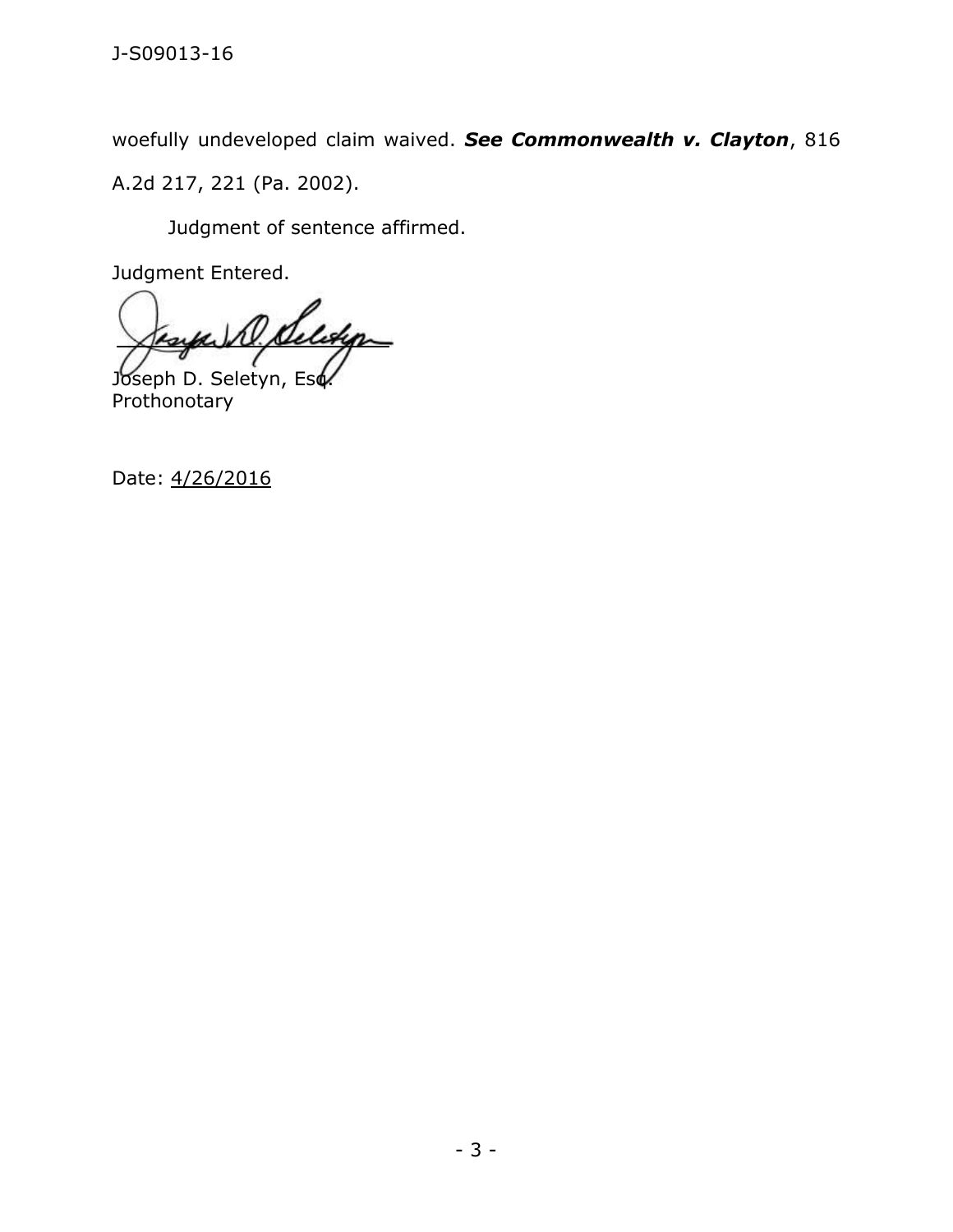woefully undeveloped claim waived. ***See Commonwealth v. Clayton***, 816 A.2d 217, 221 (Pa. 2002).

Judgment of sentence affirmed.

Judgment Entered.

Joseph D. Seletyn, Esq.
Prothonotary

Date: 4/26/2016